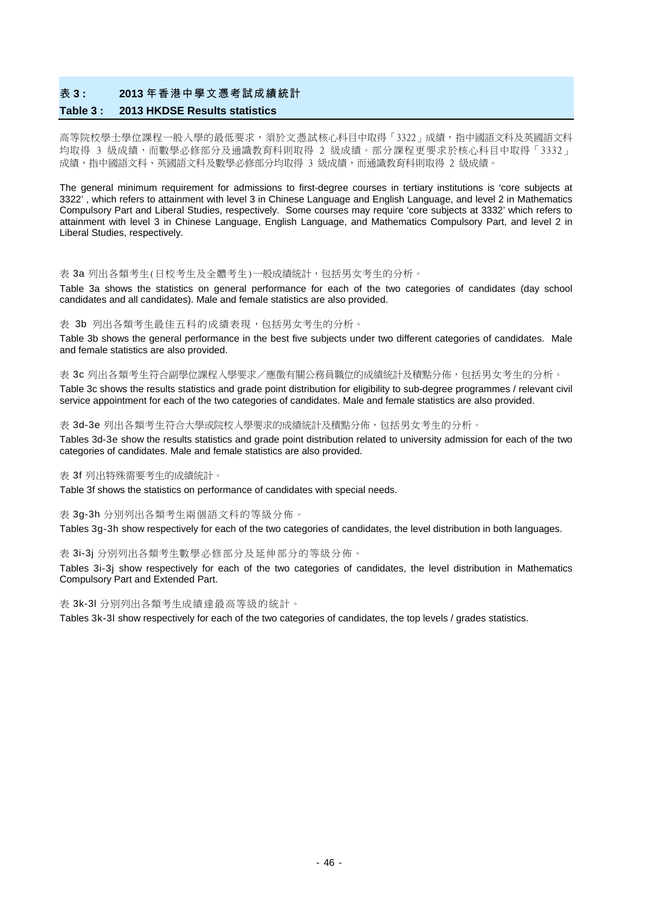## 表 3 : 2013 年香港中學文憑考試成績統計

## Table 3 : 2013 HKDSE Results statistics

高等院校學士學位課程一般入學的最低要求，須於文憑試核心科目中取得「3322」成績，指中國語文科及英國語文科均取得 3 級成績，而數學必修部分及通識教育科則取得 2 級成績。部分課程更要求於核心科目中取得「3332」成績，指中國語文科、英國語文科及數學必修部分均取得 3 級成績，而通識教育科則取得 2 級成績。

The general minimum requirement for admissions to first-degree courses in tertiary institutions is 'core subjects at 3322' , which refers to attainment with level 3 in Chinese Language and English Language, and level 2 in Mathematics Compulsory Part and Liberal Studies, respectively. Some courses may require 'core subjects at 3332' which refers to attainment with level 3 in Chinese Language, English Language, and Mathematics Compulsory Part, and level 2 in Liberal Studies, respectively.

表 3a 列出各類考生(日校考生及全體考生)一般成績統計，包括男女考生的分析。

Table 3a shows the statistics on general performance for each of the two categories of candidates (day school candidates and all candidates). Male and female statistics are also provided.

表 3b 列出各類考生最佳五科的成績表現，包括男女考生的分析。

Table 3b shows the general performance in the best five subjects under two different categories of candidates. Male and female statistics are also provided.

表 3c 列出各類考生符合副學位課程入學要求／應徵有關公務員職位的成績統計及積點分佈，包括男女考生的分析。

Table 3c shows the results statistics and grade point distribution for eligibility to sub-degree programmes / relevant civil service appointment for each of the two categories of candidates. Male and female statistics are also provided.

表 3d-3e 列出各類考生符合大學或院校入學要求的成績統計及積點分佈，包括男女考生的分析。

Tables 3d-3e show the results statistics and grade point distribution related to university admission for each of the two categories of candidates. Male and female statistics are also provided.

表 3f 列出特殊需要考生的成績統計。

Table 3f shows the statistics on performance of candidates with special needs.

表 3g-3h 分別列出各類考生兩個語文科的等級分佈。

Tables 3g-3h show respectively for each of the two categories of candidates, the level distribution in both languages.

表 3i-3j 分別列出各類考生數學必修部分及延伸部分的等級分佈。

Tables 3i-3j show respectively for each of the two categories of candidates, the level distribution in Mathematics Compulsory Part and Extended Part.

表 3k-3l 分別列出各類考生成績達最高等級的統計。

Tables 3k-3l show respectively for each of the two categories of candidates, the top levels / grades statistics.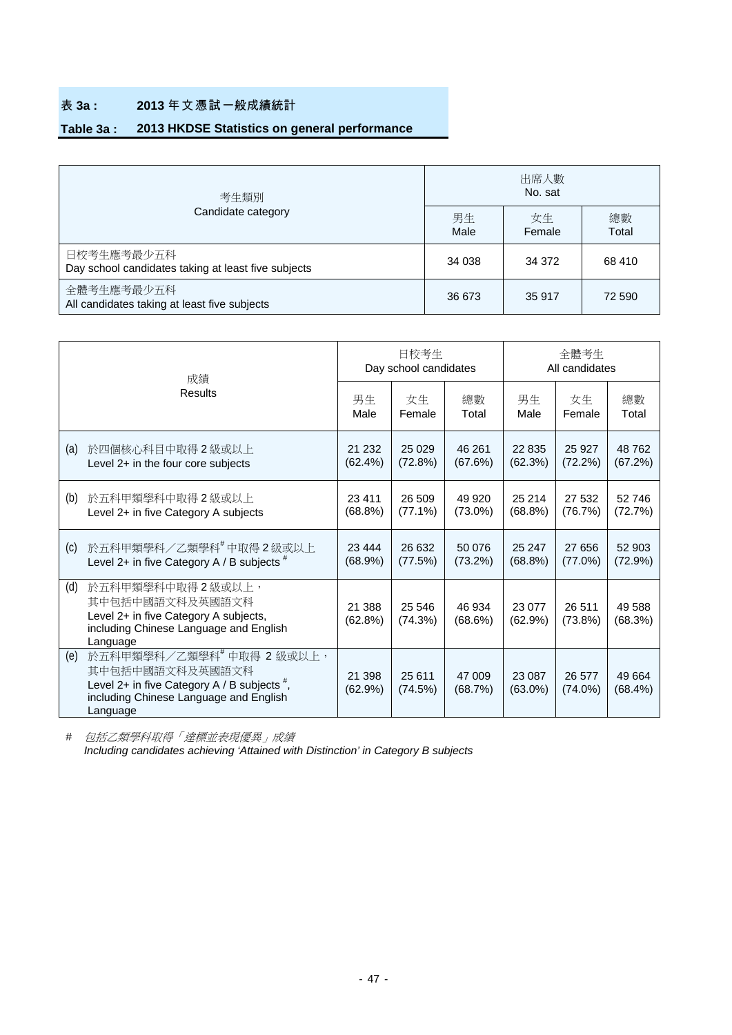**表 3a : 2013 年文憑試一般成績統計**

**Table 3a : 2013 HKDSE Statistics on general performance**

| 考生類別 Candidate category | 出席人數 No. sat | | |
|---|---|---|---|
| | 男生 Male | 女生 Female | 總數 Total |
| 日校考生應考最少五科 Day school candidates taking at least five subjects | 34 038 | 34 372 | 68 410 |
| 全體考生應考最少五科 All candidates taking at least five subjects | 36 673 | 35 917 | 72 590 |

| 成績 Results | 日校考生 Day school candidates | | | 全體考生 All candidates | | |
|---|---|---|---|---|---|---|
| | 男生 Male | 女生 Female | 總數 Total | 男生 Male | 女生 Female | 總數 Total |
| (a) 於四個核心科目中取得 2 級或以上 Level 2+ in the four core subjects | 21 232 (62.4%) | 25 029 (72.8%) | 46 261 (67.6%) | 22 835 (62.3%) | 25 927 (72.2%) | 48 762 (67.2%) |
| (b) 於五科甲類學科中取得 2 級或以上 Level 2+ in five Category A subjects | 23 411 (68.8%) | 26 509 (77.1%) | 49 920 (73.0%) | 25 214 (68.8%) | 27 532 (76.7%) | 52 746 (72.7%) |
| (c) 於五科甲類學科／乙類學科# 中取得 2 級或以上 Level 2+ in five Category A / B subjects # | 23 444 (68.9%) | 26 632 (77.5%) | 50 076 (73.2%) | 25 247 (68.8%) | 27 656 (77.0%) | 52 903 (72.9%) |
| (d) 於五科甲類學科中取得 2 級或以上，其中包括中國語文科及英國語文科 Level 2+ in five Category A subjects, including Chinese Language and English Language | 21 388 (62.8%) | 25 546 (74.3%) | 46 934 (68.6%) | 23 077 (62.9%) | 26 511 (73.8%) | 49 588 (68.3%) |
| (e) 於五科甲類學科／乙類學科# 中取得 2 級或以上，其中包括中國語文科及英國語文科 Level 2+ in five Category A / B subjects #, including Chinese Language and English Language | 21 398 (62.9%) | 25 611 (74.5%) | 47 009 (68.7%) | 23 087 (63.0%) | 26 577 (74.0%) | 49 664 (68.4%) |

\# *包括乙類學科取得「達標並表現優異」成績*
*Including candidates achieving 'Attained with Distinction' in Category B subjects*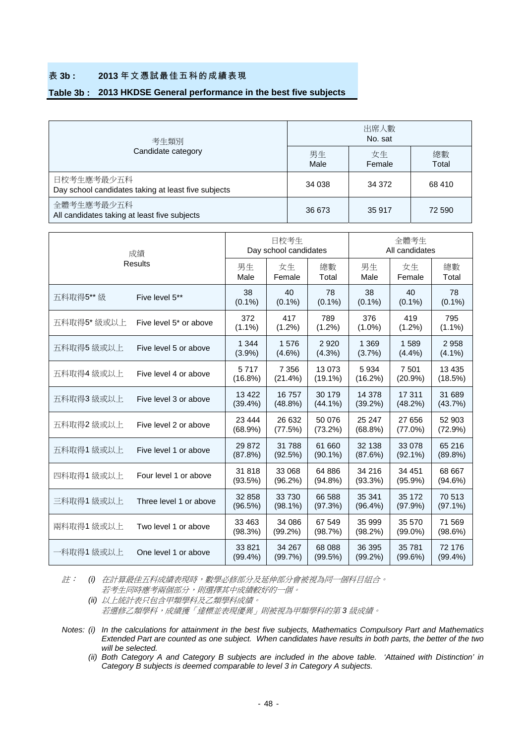## 表 3b : 2013 年文憑試最佳五科的成績表現

## Table 3b : 2013 HKDSE General performance in the best five subjects

| 考生類別<br>Candidate category | 出席人數<br>No. sat | | |
|---|---|---|---|
| | 男生<br>Male | 女生<br>Female | 總數<br>Total |
| 日校考生應考最少五科<br>Day school candidates taking at least five subjects | 34 038 | 34 372 | 68 410 |
| 全體考生應考最少五科<br>All candidates taking at least five subjects | 36 673 | 35 917 | 72 590 |

| 成績<br>Results | | 日校考生<br>Day school candidates | | | 全體考生<br>All candidates | | |
|---|---|---|---|---|---|---|---|
| | | 男生<br>Male | 女生<br>Female | 總數<br>Total | 男生<br>Male | 女生<br>Female | 總數<br>Total |
| 五科取得5** 級 | Five level 5** | 38<br>(0.1%) | 40<br>(0.1%) | 78<br>(0.1%) | 38<br>(0.1%) | 40<br>(0.1%) | 78<br>(0.1%) |
| 五科取得5* 級或以上 | Five level 5* or above | 372<br>(1.1%) | 417<br>(1.2%) | 789<br>(1.2%) | 376<br>(1.0%) | 419<br>(1.2%) | 795<br>(1.1%) |
| 五科取得5 級或以上 | Five level 5 or above | 1 344<br>(3.9%) | 1 576<br>(4.6%) | 2 920<br>(4.3%) | 1 369<br>(3.7%) | 1 589<br>(4.4%) | 2 958<br>(4.1%) |
| 五科取得4 級或以上 | Five level 4 or above | 5 717<br>(16.8%) | 7 356<br>(21.4%) | 13 073<br>(19.1%) | 5 934<br>(16.2%) | 7 501<br>(20.9%) | 13 435<br>(18.5%) |
| 五科取得3 級或以上 | Five level 3 or above | 13 422<br>(39.4%) | 16 757<br>(48.8%) | 30 179<br>(44.1%) | 14 378<br>(39.2%) | 17 311<br>(48.2%) | 31 689<br>(43.7%) |
| 五科取得2 級或以上 | Five level 2 or above | 23 444<br>(68.9%) | 26 632<br>(77.5%) | 50 076<br>(73.2%) | 25 247<br>(68.8%) | 27 656<br>(77.0%) | 52 903<br>(72.9%) |
| 五科取得1 級或以上 | Five level 1 or above | 29 872<br>(87.8%) | 31 788<br>(92.5%) | 61 660<br>(90.1%) | 32 138<br>(87.6%) | 33 078<br>(92.1%) | 65 216<br>(89.8%) |
| 四科取得1 級或以上 | Four level 1 or above | 31 818<br>(93.5%) | 33 068<br>(96.2%) | 64 886<br>(94.8%) | 34 216<br>(93.3%) | 34 451<br>(95.9%) | 68 667<br>(94.6%) |
| 三科取得1 級或以上 | Three level 1 or above | 32 858<br>(96.5%) | 33 730<br>(98.1%) | 66 588<br>(97.3%) | 35 341<br>(96.4%) | 35 172<br>(97.9%) | 70 513<br>(97.1%) |
| 兩科取得1 級或以上 | Two level 1 or above | 33 463<br>(98.3%) | 34 086<br>(99.2%) | 67 549<br>(98.7%) | 35 999<br>(98.2%) | 35 570<br>(99.0%) | 71 569<br>(98.6%) |
| 一科取得1 級或以上 | One level 1 or above | 33 821<br>(99.4%) | 34 267<br>(99.7%) | 68 088<br>(99.5%) | 36 395<br>(99.2%) | 35 781<br>(99.6%) | 72 176<br>(99.4%) |

註： *(i) 在計算最佳五科成績表現時，數學必修部分及延伸部分會被視為同一個科目組合。若考生同時應考兩個部分，則選擇其中成績較好的一個。*

*(ii) 以上統計表只包含甲類學科及乙類學科成績。若選修乙類學科，成績獲「達標並表現優異」則被視為甲類學科的第 3 級成績。*

*Notes: (i) In the calculations for attainment in the best five subjects, Mathematics Compulsory Part and Mathematics Extended Part are counted as one subject. When candidates have results in both parts, the better of the two will be selected.*

*(ii) Both Category A and Category B subjects are included in the above table. 'Attained with Distinction' in Category B subjects is deemed comparable to level 3 in Category A subjects.*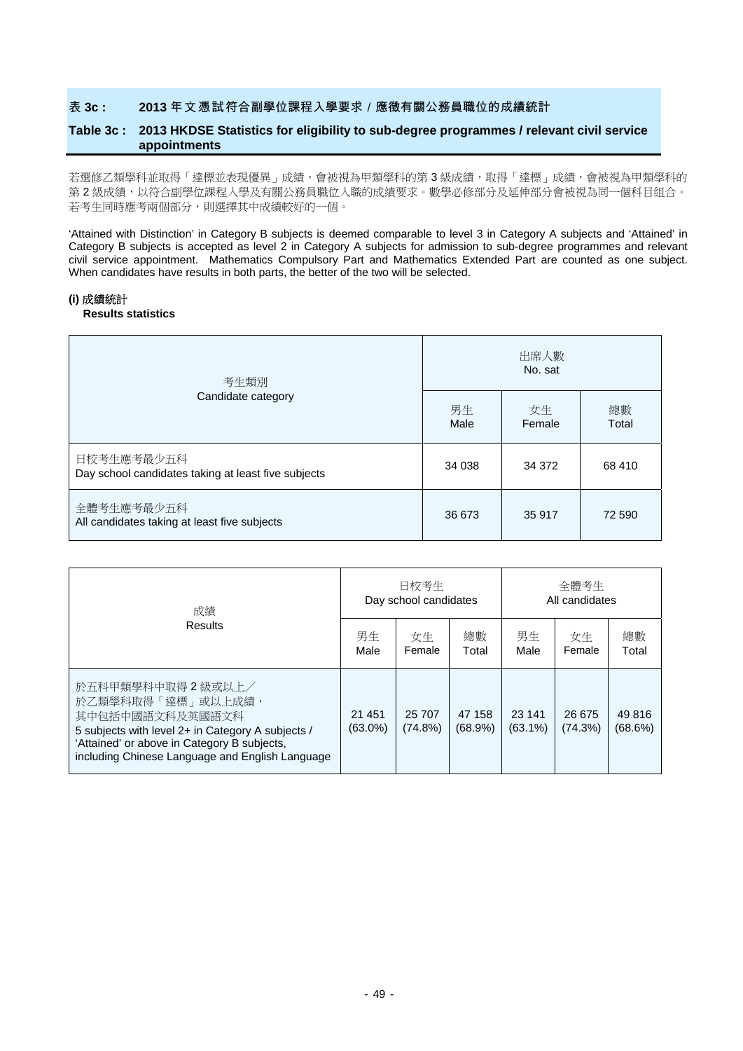## 表 3c : 2013 年文憑試符合副學位課程入學要求 / 應徵有關公務員職位的成績統計

## Table 3c : 2013 HKDSE Statistics for eligibility to sub-degree programmes / relevant civil service appointments

若選修乙類學科並取得「達標並表現優異」成績，會被視為甲類學科的第 3 級成績，取得「達標」成績，會被視為甲類學科的第 2 級成績，以符合副學位課程入學及有關公務員職位入職的成績要求。數學必修部分及延伸部分會被視為同一個科目組合。若考生同時應考兩個部分，則選擇其中成績較好的一個。

'Attained with Distinction' in Category B subjects is deemed comparable to level 3 in Category A subjects and 'Attained' in Category B subjects is accepted as level 2 in Category A subjects for admission to sub-degree programmes and relevant civil service appointment. Mathematics Compulsory Part and Mathematics Extended Part are counted as one subject. When candidates have results in both parts, the better of the two will be selected.

**(i)** 成績統計
**Results statistics**

| 考生類別 Candidate category | 出席人數 No. sat | | |
|---|---|---|---|
| | 男生 Male | 女生 Female | 總數 Total |
| 日校考生應考最少五科 Day school candidates taking at least five subjects | 34 038 | 34 372 | 68 410 |
| 全體考生應考最少五科 All candidates taking at least five subjects | 36 673 | 35 917 | 72 590 |

| 成績 Results | 日校考生 Day school candidates | | | 全體考生 All candidates | | |
|---|---|---|---|---|---|---|
| | 男生 Male | 女生 Female | 總數 Total | 男生 Male | 女生 Female | 總數 Total |
| 於五科甲類學科中取得 2 級或以上／於乙類學科取得「達標」或以上成績，其中包括中國語文科及英國語文科 5 subjects with level 2+ in Category A subjects / 'Attained' or above in Category B subjects, including Chinese Language and English Language | 21 451 (63.0%) | 25 707 (74.8%) | 47 158 (68.9%) | 23 141 (63.1%) | 26 675 (74.3%) | 49 816 (68.6%) |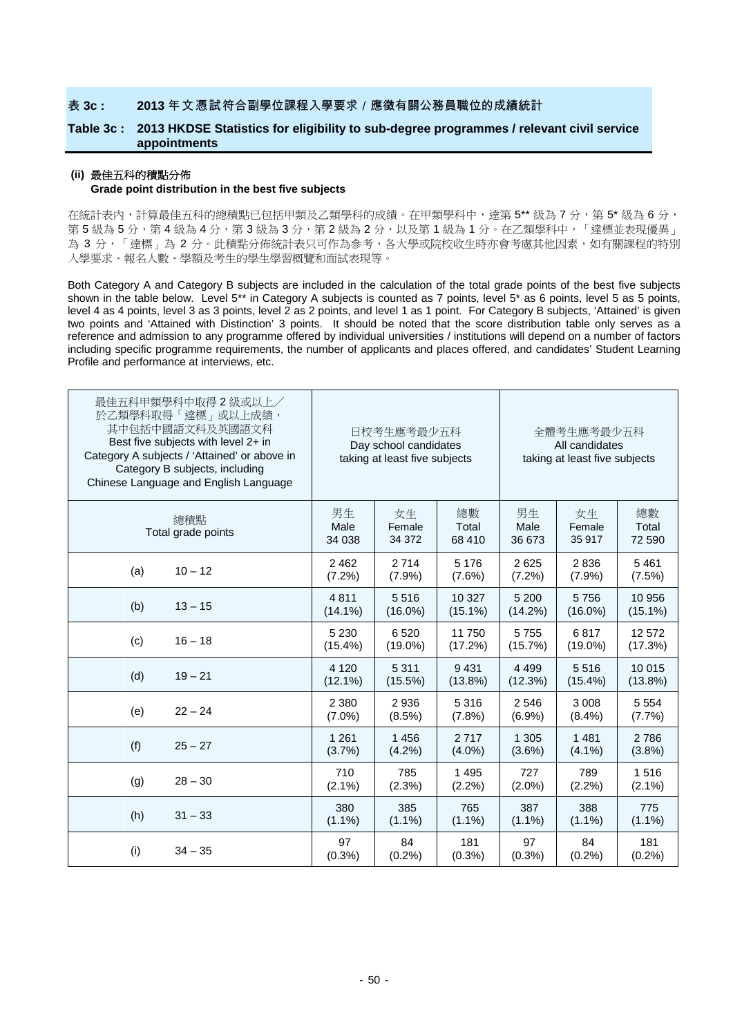## 表 3c : 2013 年文憑試符合副學位課程入學要求 / 應徵有關公務員職位的成績統計

## Table 3c : 2013 HKDSE Statistics for eligibility to sub-degree programmes / relevant civil service appointments

**(ii) 最佳五科的積點分佈**
**Grade point distribution in the best five subjects**

在統計表內，計算最佳五科的總積點已包括甲類及乙類學科的成績。在甲類學科中，達第 5** 級為 7 分，第 5* 級為 6 分，第 5 級為 5 分，第 4 級為 4 分，第 3 級為 3 分，第 2 級為 2 分，以及第 1 級為 1 分。在乙類學科中，「達標並表現優異」為 3 分，「達標」為 2 分。此積點分佈統計表只可作為參考，各大學或院校收生時亦會考慮其他因素，如有關課程的特別入學要求、報名人數、學額及考生的學生學習概覽和面試表現等。

Both Category A and Category B subjects are included in the calculation of the total grade points of the best five subjects shown in the table below. Level 5** in Category A subjects is counted as 7 points, level 5* as 6 points, level 5 as 5 points, level 4 as 4 points, level 3 as 3 points, level 2 as 2 points, and level 1 as 1 point. For Category B subjects, 'Attained' is given two points and 'Attained with Distinction' 3 points. It should be noted that the score distribution table only serves as a reference and admission to any programme offered by individual universities / institutions will depend on a number of factors including specific programme requirements, the number of applicants and places offered, and candidates' Student Learning Profile and performance at interviews, etc.

| 最佳五科甲類學科中取得 2 級或以上／於乙類學科取得「達標」或以上成績，其中包括中國語文科及英國語文科 Best five subjects with level 2+ in Category A subjects / 'Attained' or above in Category B subjects, including Chinese Language and English Language | 日校考生應考最少五科 Day school candidates taking at least five subjects | | | 全體考生應考最少五科 All candidates taking at least five subjects | | |
|---|---|---|---|---|---|---|
| 總積點 Total grade points | 男生 Male 34 038 | 女生 Female 34 372 | 總數 Total 68 410 | 男生 Male 36 673 | 女生 Female 35 917 | 總數 Total 72 590 |
| (a) 10 – 12 | 2 462 (7.2%) | 2 714 (7.9%) | 5 176 (7.6%) | 2 625 (7.2%) | 2 836 (7.9%) | 5 461 (7.5%) |
| (b) 13 – 15 | 4 811 (14.1%) | 5 516 (16.0%) | 10 327 (15.1%) | 5 200 (14.2%) | 5 756 (16.0%) | 10 956 (15.1%) |
| (c) 16 – 18 | 5 230 (15.4%) | 6 520 (19.0%) | 11 750 (17.2%) | 5 755 (15.7%) | 6 817 (19.0%) | 12 572 (17.3%) |
| (d) 19 – 21 | 4 120 (12.1%) | 5 311 (15.5%) | 9 431 (13.8%) | 4 499 (12.3%) | 5 516 (15.4%) | 10 015 (13.8%) |
| (e) 22 – 24 | 2 380 (7.0%) | 2 936 (8.5%) | 5 316 (7.8%) | 2 546 (6.9%) | 3 008 (8.4%) | 5 554 (7.7%) |
| (f) 25 – 27 | 1 261 (3.7%) | 1 456 (4.2%) | 2 717 (4.0%) | 1 305 (3.6%) | 1 481 (4.1%) | 2 786 (3.8%) |
| (g) 28 – 30 | 710 (2.1%) | 785 (2.3%) | 1 495 (2.2%) | 727 (2.0%) | 789 (2.2%) | 1 516 (2.1%) |
| (h) 31 – 33 | 380 (1.1%) | 385 (1.1%) | 765 (1.1%) | 387 (1.1%) | 388 (1.1%) | 775 (1.1%) |
| (i) 34 – 35 | 97 (0.3%) | 84 (0.2%) | 181 (0.3%) | 97 (0.3%) | 84 (0.2%) | 181 (0.2%) |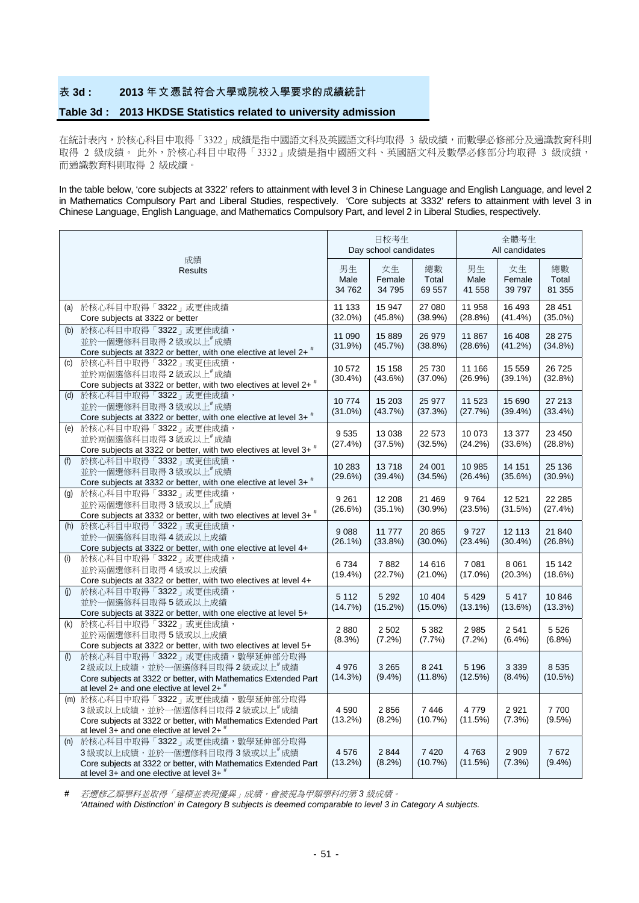## 表 3d : 2013 年文憑試符合大學或院校入學要求的成績統計

## Table 3d : 2013 HKDSE Statistics related to university admission

在統計表內，於核心科目中取得「3322」成績是指中國語文科及英國語文科均取得 3 級成績，而數學必修部分及通識教育科則取得 2 級成績。 此外，於核心科目中取得「3332」成績是指中國語文科、英國語文科及數學必修部分均取得 3 級成績，而通識教育科則取得 2 級成績。

In the table below, 'core subjects at 3322' refers to attainment with level 3 in Chinese Language and English Language, and level 2 in Mathematics Compulsory Part and Liberal Studies, respectively. 'Core subjects at 3332' refers to attainment with level 3 in Chinese Language, English Language, and Mathematics Compulsory Part, and level 2 in Liberal Studies, respectively.

| 成績 Results | 日校考生 Day school candidates | | | 全體考生 All candidates | | |
|---|---|---|---|---|---|---|
| | 男生 Male 34 762 | 女生 Female 34 795 | 總數 Total 69 557 | 男生 Male 41 558 | 女生 Female 39 797 | 總數 Total 81 355 |
| (a) 於核心科目中取得「3322」或更佳成績 Core subjects at 3322 or better | 11 133 (32.0%) | 15 947 (45.8%) | 27 080 (38.9%) | 11 958 (28.8%) | 16 493 (41.4%) | 28 451 (35.0%) |
| (b) 於核心科目中取得「3322」或更佳成績，並於一個選修科目取得 2 級或以上#成績 Core subjects at 3322 or better, with one elective at level 2+ # | 11 090 (31.9%) | 15 889 (45.7%) | 26 979 (38.8%) | 11 867 (28.6%) | 16 408 (41.2%) | 28 275 (34.8%) |
| (c) 於核心科目中取得「3322」或更佳成績，並於兩個選修科目取得 2 級或以上#成績 Core subjects at 3322 or better, with two electives at level 2+ # | 10 572 (30.4%) | 15 158 (43.6%) | 25 730 (37.0%) | 11 166 (26.9%) | 15 559 (39.1%) | 26 725 (32.8%) |
| (d) 於核心科目中取得「3322」或更佳成績，並於一個選修科目取得 3 級或以上#成績 Core subjects at 3322 or better, with one elective at level 3+ # | 10 774 (31.0%) | 15 203 (43.7%) | 25 977 (37.3%) | 11 523 (27.7%) | 15 690 (39.4%) | 27 213 (33.4%) |
| (e) 於核心科目中取得「3322」或更佳成績，並於兩個選修科目取得 3 級或以上#成績 Core subjects at 3322 or better, with two electives at level 3+ # | 9 535 (27.4%) | 13 038 (37.5%) | 22 573 (32.5%) | 10 073 (24.2%) | 13 377 (33.6%) | 23 450 (28.8%) |
| (f) 於核心科目中取得「3332」或更佳成績，並於一個選修科目取得 3 級或以上#成績 Core subjects at 3332 or better, with one elective at level 3+ # | 10 283 (29.6%) | 13 718 (39.4%) | 24 001 (34.5%) | 10 985 (26.4%) | 14 151 (35.6%) | 25 136 (30.9%) |
| (g) 於核心科目中取得「3332」或更佳成績，並於兩個選修科目取得 3 級或以上#成績 Core subjects at 3332 or better, with two electives at level 3+ # | 9 261 (26.6%) | 12 208 (35.1%) | 21 469 (30.9%) | 9 764 (23.5%) | 12 521 (31.5%) | 22 285 (27.4%) |
| (h) 於核心科目中取得「3322」或更佳成績，並於一個選修科目取得 4 級或以上成績 Core subjects at 3322 or better, with one elective at level 4+ | 9 088 (26.1%) | 11 777 (33.8%) | 20 865 (30.0%) | 9 727 (23.4%) | 12 113 (30.4%) | 21 840 (26.8%) |
| (i) 於核心科目中取得「3322」或更佳成績，並於兩個選修科目取得 4 級或以上成績 Core subjects at 3322 or better, with two electives at level 4+ | 6 734 (19.4%) | 7 882 (22.7%) | 14 616 (21.0%) | 7 081 (17.0%) | 8 061 (20.3%) | 15 142 (18.6%) |
| (j) 於核心科目中取得「3322」或更佳成績，並於一個選修科目取得 5 級或以上成績 Core subjects at 3322 or better, with one elective at level 5+ | 5 112 (14.7%) | 5 292 (15.2%) | 10 404 (15.0%) | 5 429 (13.1%) | 5 417 (13.6%) | 10 846 (13.3%) |
| (k) 於核心科目中取得「3322」或更佳成績，並於兩個選修科目取得 5 級或以上成績 Core subjects at 3322 or better, with two electives at level 5+ | 2 880 (8.3%) | 2 502 (7.2%) | 5 382 (7.7%) | 2 985 (7.2%) | 2 541 (6.4%) | 5 526 (6.8%) |
| (l) 於核心科目中取得「3322」或更佳成績，數學延伸部分取得 2 級或以上成績，並於一個選修科目取得 2 級或以上#成績 Core subjects at 3322 or better, with Mathematics Extended Part at level 2+ and one elective at level 2+ # | 4 976 (14.3%) | 3 265 (9.4%) | 8 241 (11.8%) | 5 196 (12.5%) | 3 339 (8.4%) | 8 535 (10.5%) |
| (m) 於核心科目中取得「3322」或更佳成績，數學延伸部分取得 3 級或以上成績，並於一個選修科目取得 2 級或以上#成績 Core subjects at 3322 or better, with Mathematics Extended Part at level 3+ and one elective at level 2+ # | 4 590 (13.2%) | 2 856 (8.2%) | 7 446 (10.7%) | 4 779 (11.5%) | 2 921 (7.3%) | 7 700 (9.5%) |
| (n) 於核心科目中取得「3322」或更佳成績，數學延伸部分取得 3 級或以上成績，並於一個選修科目取得 3 級或以上#成績 Core subjects at 3322 or better, with Mathematics Extended Part at level 3+ and one elective at level 3+ # | 4 576 (13.2%) | 2 844 (8.2%) | 7 420 (10.7%) | 4 763 (11.5%) | 2 909 (7.3%) | 7 672 (9.4%) |

**#** *若選修乙類學科並取得「達標並表現優異」成績，會被視為甲類學科的第 3 級成績。*
*'Attained with Distinction' in Category B subjects is deemed comparable to level 3 in Category A subjects.*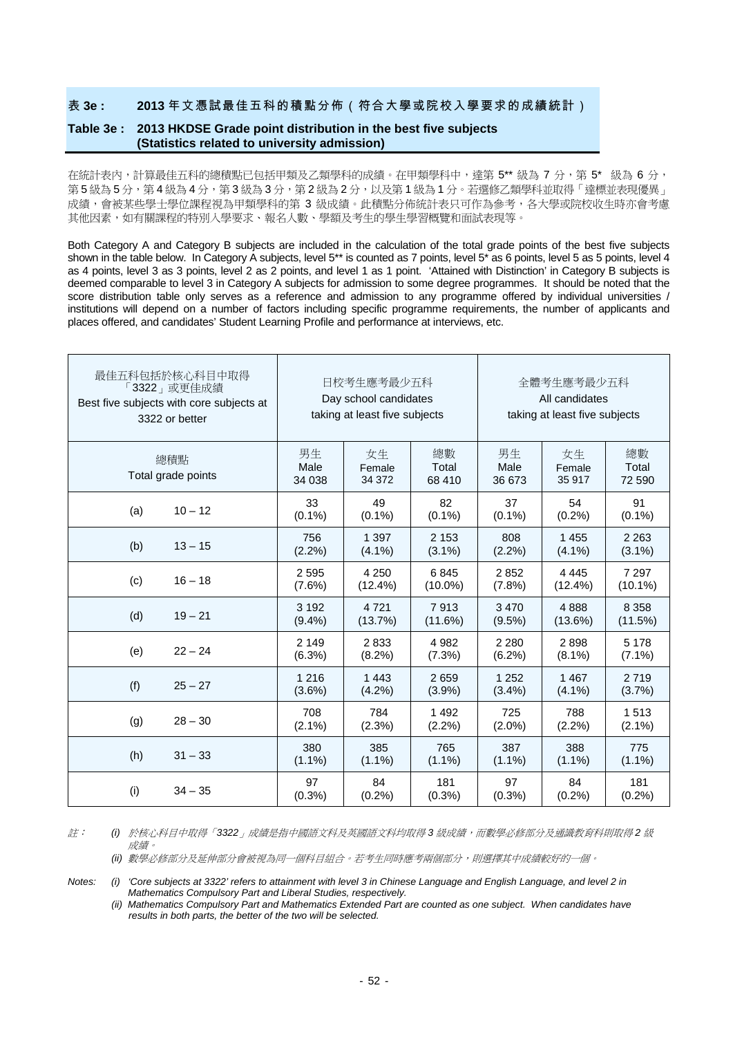## 表 3e : 2013 年文憑試最佳五科的積點分佈（符合大學或院校入學要求的成績統計）

## Table 3e : 2013 HKDSE Grade point distribution in the best five subjects (Statistics related to university admission)

在統計表內，計算最佳五科的總積點已包括甲類及乙類學科的成績。在甲類學科中，達第 5** 級為 7 分，第 5* 級為 6 分，第 5 級為 5 分，第 4 級為 4 分，第 3 級為 3 分，第 2 級為 2 分，以及第 1 級為 1 分。若選修乙類學科並取得「達標並表現優異」成績，會被某些學士學位課程視為甲類學科的第 3 級成績。此積點分佈統計表只可作為參考，各大學或院校收生時亦會考慮其他因素，如有關課程的特別入學要求、報名人數、學額及考生的學生學習概覽和面試表現等。

Both Category A and Category B subjects are included in the calculation of the total grade points of the best five subjects shown in the table below. In Category A subjects, level 5** is counted as 7 points, level 5* as 6 points, level 5 as 5 points, level 4 as 4 points, level 3 as 3 points, level 2 as 2 points, and level 1 as 1 point. 'Attained with Distinction' in Category B subjects is deemed comparable to level 3 in Category A subjects for admission to some degree programmes. It should be noted that the score distribution table only serves as a reference and admission to any programme offered by individual universities / institutions will depend on a number of factors including specific programme requirements, the number of applicants and places offered, and candidates' Student Learning Profile and performance at interviews, etc.

| 最佳五科包括於核心科目中取得「3322」或更佳成績<br>Best five subjects with core subjects at 3322 or better | 日校考生應考最少五科<br>Day school candidates taking at least five subjects | | | 全體考生應考最少五科<br>All candidates taking at least five subjects | | |
|---|---|---|---|---|---|---|
| 總積點<br>Total grade points | 男生<br>Male<br>34 038 | 女生<br>Female<br>34 372 | 總數<br>Total<br>68 410 | 男生<br>Male<br>36 673 | 女生<br>Female<br>35 917 | 總數<br>Total<br>72 590 |
| (a) 10 – 12 | 33<br>(0.1%) | 49<br>(0.1%) | 82<br>(0.1%) | 37<br>(0.1%) | 54<br>(0.2%) | 91<br>(0.1%) |
| (b) 13 – 15 | 756<br>(2.2%) | 1 397<br>(4.1%) | 2 153<br>(3.1%) | 808<br>(2.2%) | 1 455<br>(4.1%) | 2 263<br>(3.1%) |
| (c) 16 – 18 | 2 595<br>(7.6%) | 4 250<br>(12.4%) | 6 845<br>(10.0%) | 2 852<br>(7.8%) | 4 445<br>(12.4%) | 7 297<br>(10.1%) |
| (d) 19 – 21 | 3 192<br>(9.4%) | 4 721<br>(13.7%) | 7 913<br>(11.6%) | 3 470<br>(9.5%) | 4 888<br>(13.6%) | 8 358<br>(11.5%) |
| (e) 22 – 24 | 2 149<br>(6.3%) | 2 833<br>(8.2%) | 4 982<br>(7.3%) | 2 280<br>(6.2%) | 2 898<br>(8.1%) | 5 178<br>(7.1%) |
| (f) 25 – 27 | 1 216<br>(3.6%) | 1 443<br>(4.2%) | 2 659<br>(3.9%) | 1 252<br>(3.4%) | 1 467<br>(4.1%) | 2 719<br>(3.7%) |
| (g) 28 – 30 | 708<br>(2.1%) | 784<br>(2.3%) | 1 492<br>(2.2%) | 725<br>(2.0%) | 788<br>(2.2%) | 1 513<br>(2.1%) |
| (h) 31 – 33 | 380<br>(1.1%) | 385<br>(1.1%) | 765<br>(1.1%) | 387<br>(1.1%) | 388<br>(1.1%) | 775<br>(1.1%) |
| (i) 34 – 35 | 97<br>(0.3%) | 84<br>(0.2%) | 181<br>(0.3%) | 97<br>(0.3%) | 84<br>(0.2%) | 181<br>(0.2%) |

註： *(i) 於核心科目中取得「3322」成績是指中國語文科及英國語文科均取得 3 級成績，而數學必修部分及通識教育科則取得 2 級成績。*

*(ii) 數學必修部分及延伸部分會被視為同一個科目組合。若考生同時應考兩個部分，則選擇其中成績較好的一個。*

Notes: *(i) 'Core subjects at 3322' refers to attainment with level 3 in Chinese Language and English Language, and level 2 in Mathematics Compulsory Part and Liberal Studies, respectively.*

*(ii) Mathematics Compulsory Part and Mathematics Extended Part are counted as one subject. When candidates have results in both parts, the better of the two will be selected.*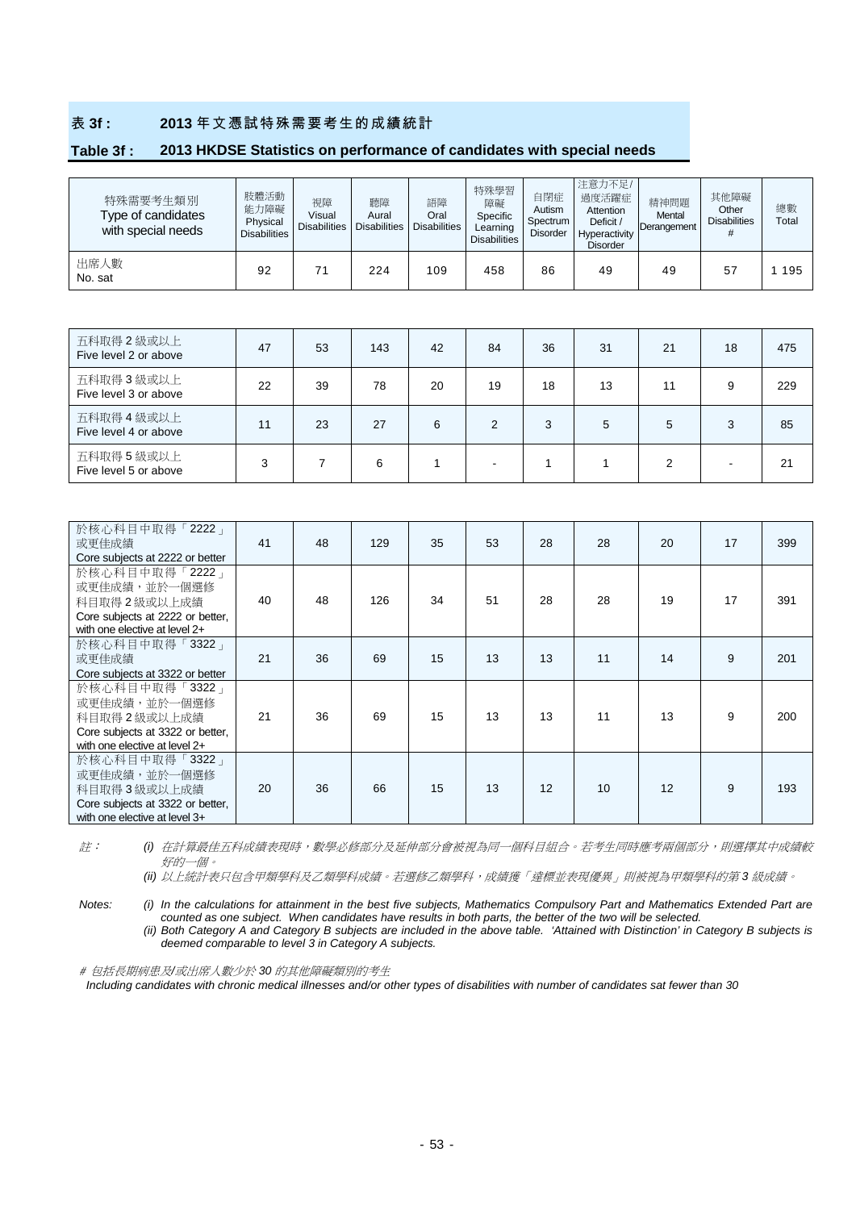## 表 3f : 2013 年文憑試特殊需要考生的成績統計

## Table 3f : 2013 HKDSE Statistics on performance of candidates with special needs

| 特殊需要考生類別 Type of candidates with special needs | 肢體活動能力障礙 Physical Disabilities | 視障 Visual Disabilities | 聽障 Aural Disabilities | 語障 Oral Disabilities | 特殊學習障礙 Specific Learning Disabilities | 自閉症 Autism Spectrum Disorder | 注意力不足/過度活躍症 Attention Deficit / Hyperactivity Disorder | 精神問題 Mental Derangement | 其他障礙 Other Disabilities # | 總數 Total |
|---|---|---|---|---|---|---|---|---|---|---|
| 出席人數 No. sat | 92 | 71 | 224 | 109 | 458 | 86 | 49 | 49 | 57 | 1 195 |
| 五科取得 2 級或以上 Five level 2 or above | 47 | 53 | 143 | 42 | 84 | 36 | 31 | 21 | 18 | 475 |
| 五科取得 3 級或以上 Five level 3 or above | 22 | 39 | 78 | 20 | 19 | 18 | 13 | 11 | 9 | 229 |
| 五科取得 4 級或以上 Five level 4 or above | 11 | 23 | 27 | 6 | 2 | 3 | 5 | 5 | 3 | 85 |
| 五科取得 5 級或以上 Five level 5 or above | 3 | 7 | 6 | 1 | - | 1 | 1 | 2 | - | 21 |
| 於核心科目中取得「2222」或更佳成績 Core subjects at 2222 or better | 41 | 48 | 129 | 35 | 53 | 28 | 28 | 20 | 17 | 399 |
| 於核心科目中取得「2222」或更佳成績，並於一個選修科目取得 2 級或以上成績 Core subjects at 2222 or better, with one elective at level 2+ | 40 | 48 | 126 | 34 | 51 | 28 | 28 | 19 | 17 | 391 |
| 於核心科目中取得「3322」或更佳成績 Core subjects at 3322 or better | 21 | 36 | 69 | 15 | 13 | 13 | 11 | 14 | 9 | 201 |
| 於核心科目中取得「3322」或更佳成績，並於一個選修科目取得 2 級或以上成績 Core subjects at 3322 or better, with one elective at level 2+ | 21 | 36 | 69 | 15 | 13 | 13 | 11 | 13 | 9 | 200 |
| 於核心科目中取得「3322」或更佳成績，並於一個選修科目取得 3 級或以上成績 Core subjects at 3322 or better, with one elective at level 3+ | 20 | 36 | 66 | 15 | 13 | 12 | 10 | 12 | 9 | 193 |

註： *(i) 在計算最佳五科成績表現時，數學必修部分及延伸部分會被視為同一個科目組合。若考生同時應考兩個部分，則選擇其中成績較好的一個。*

*(ii) 以上統計表只包含甲類學科及乙類學科成績。若選修乙類學科，成績獲「達標並表現優異」則被視為甲類學科的第 3 級成績。*

Notes: *(i) In the calculations for attainment in the best five subjects, Mathematics Compulsory Part and Mathematics Extended Part are counted as one subject. When candidates have results in both parts, the better of the two will be selected.*

*(ii) Both Category A and Category B subjects are included in the above table. 'Attained with Distinction' in Category B subjects is deemed comparable to level 3 in Category A subjects.*

*# 包括長期病患及/或出席人數少於 30 的其他障礙類別的考生*

*Including candidates with chronic medical illnesses and/or other types of disabilities with number of candidates sat fewer than 30*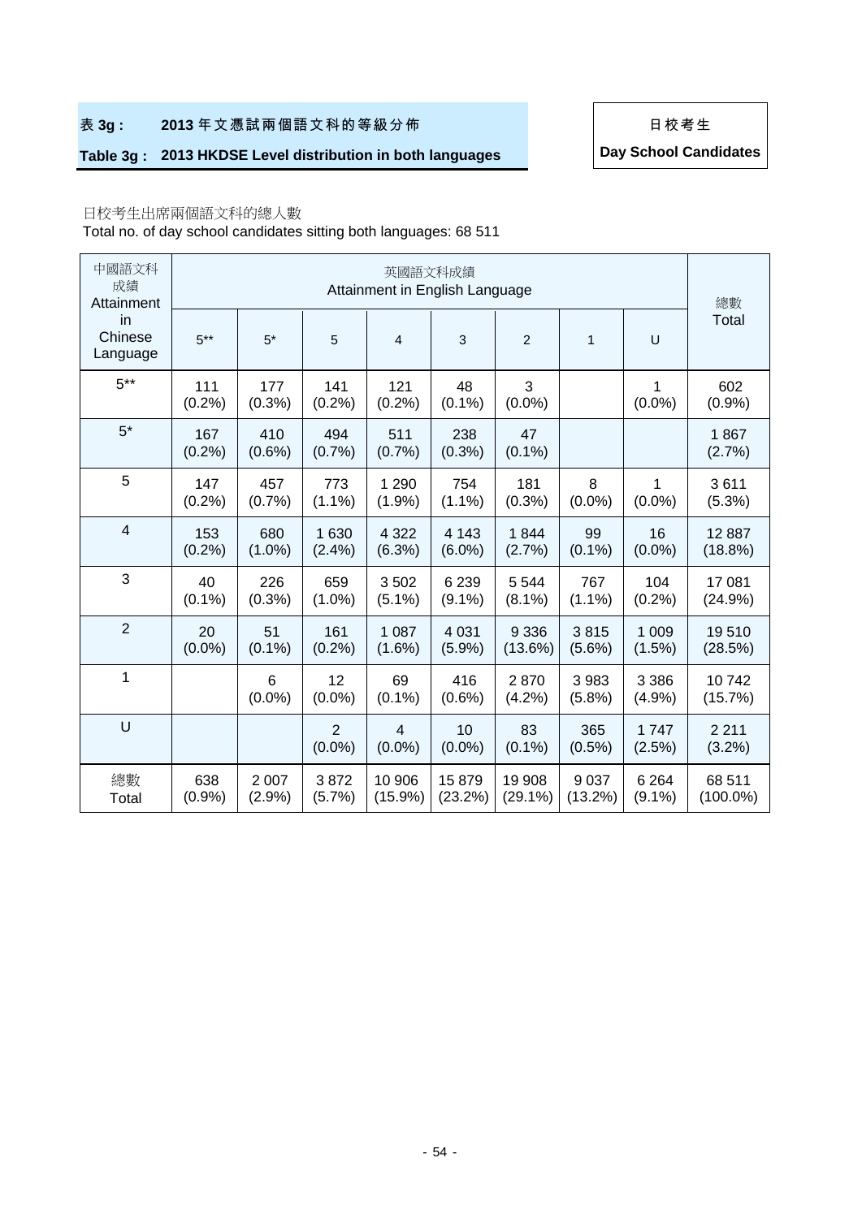**表 3g : 2013 年文憑試兩個語文科的等級分佈**

**Table 3g : 2013 HKDSE Level distribution in both languages**

**日校考生**
**Day School Candidates**

日校考生出席兩個語文科的總人數
Total no. of day school candidates sitting both languages: 68 511

| 中國語文科成績 Attainment in Chinese Language | 英國語文科成績 Attainment in English Language | | | | | | | | 總數 Total |
|---|---|---|---|---|---|---|---|---|---|
| | 5** | 5* | 5 | 4 | 3 | 2 | 1 | U | |
| 5** | 111 (0.2%) | 177 (0.3%) | 141 (0.2%) | 121 (0.2%) | 48 (0.1%) | 3 (0.0%) | | 1 (0.0%) | 602 (0.9%) |
| 5* | 167 (0.2%) | 410 (0.6%) | 494 (0.7%) | 511 (0.7%) | 238 (0.3%) | 47 (0.1%) | | | 1 867 (2.7%) |
| 5 | 147 (0.2%) | 457 (0.7%) | 773 (1.1%) | 1 290 (1.9%) | 754 (1.1%) | 181 (0.3%) | 8 (0.0%) | 1 (0.0%) | 3 611 (5.3%) |
| 4 | 153 (0.2%) | 680 (1.0%) | 1 630 (2.4%) | 4 322 (6.3%) | 4 143 (6.0%) | 1 844 (2.7%) | 99 (0.1%) | 16 (0.0%) | 12 887 (18.8%) |
| 3 | 40 (0.1%) | 226 (0.3%) | 659 (1.0%) | 3 502 (5.1%) | 6 239 (9.1%) | 5 544 (8.1%) | 767 (1.1%) | 104 (0.2%) | 17 081 (24.9%) |
| 2 | 20 (0.0%) | 51 (0.1%) | 161 (0.2%) | 1 087 (1.6%) | 4 031 (5.9%) | 9 336 (13.6%) | 3 815 (5.6%) | 1 009 (1.5%) | 19 510 (28.5%) |
| 1 | | 6 (0.0%) | 12 (0.0%) | 69 (0.1%) | 416 (0.6%) | 2 870 (4.2%) | 3 983 (5.8%) | 3 386 (4.9%) | 10 742 (15.7%) |
| U | | | 2 (0.0%) | 4 (0.0%) | 10 (0.0%) | 83 (0.1%) | 365 (0.5%) | 1 747 (2.5%) | 2 211 (3.2%) |
| 總數 Total | 638 (0.9%) | 2 007 (2.9%) | 3 872 (5.7%) | 10 906 (15.9%) | 15 879 (23.2%) | 19 908 (29.1%) | 9 037 (13.2%) | 6 264 (9.1%) | 68 511 (100.0%) |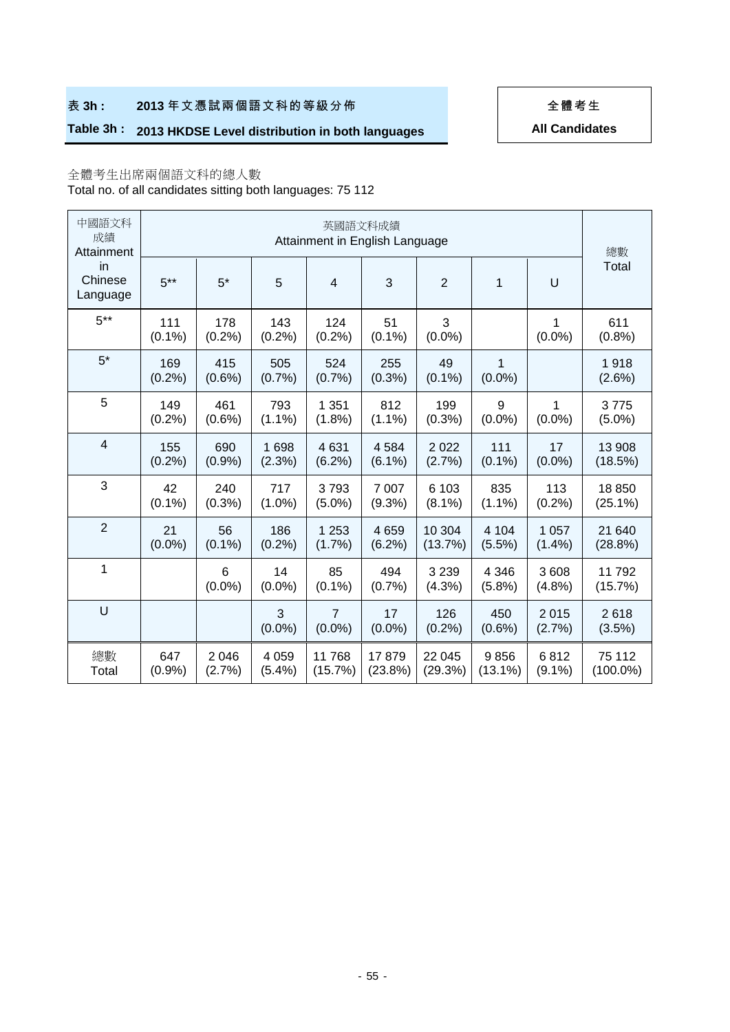## 表 3h : 2013 年文憑試兩個語文科的等級分佈

## Table 3h : 2013 HKDSE Level distribution in both languages

**全體考生**

**All Candidates**

全體考生出席兩個語文科的總人數
Total no. of all candidates sitting both languages: 75 112

| 中國語文科成績 Attainment in Chinese Language | 英國語文科成績 Attainment in English Language | | | | | | | | 總數 Total |
|---|---|---|---|---|---|---|---|---|---|
| | 5** | 5* | 5 | 4 | 3 | 2 | 1 | U | |
| 5** | 111 (0.1%) | 178 (0.2%) | 143 (0.2%) | 124 (0.2%) | 51 (0.1%) | 3 (0.0%) | | 1 (0.0%) | 611 (0.8%) |
| 5* | 169 (0.2%) | 415 (0.6%) | 505 (0.7%) | 524 (0.7%) | 255 (0.3%) | 49 (0.1%) | 1 (0.0%) | | 1 918 (2.6%) |
| 5 | 149 (0.2%) | 461 (0.6%) | 793 (1.1%) | 1 351 (1.8%) | 812 (1.1%) | 199 (0.3%) | 9 (0.0%) | 1 (0.0%) | 3 775 (5.0%) |
| 4 | 155 (0.2%) | 690 (0.9%) | 1 698 (2.3%) | 4 631 (6.2%) | 4 584 (6.1%) | 2 022 (2.7%) | 111 (0.1%) | 17 (0.0%) | 13 908 (18.5%) |
| 3 | 42 (0.1%) | 240 (0.3%) | 717 (1.0%) | 3 793 (5.0%) | 7 007 (9.3%) | 6 103 (8.1%) | 835 (1.1%) | 113 (0.2%) | 18 850 (25.1%) |
| 2 | 21 (0.0%) | 56 (0.1%) | 186 (0.2%) | 1 253 (1.7%) | 4 659 (6.2%) | 10 304 (13.7%) | 4 104 (5.5%) | 1 057 (1.4%) | 21 640 (28.8%) |
| 1 | | 6 (0.0%) | 14 (0.0%) | 85 (0.1%) | 494 (0.7%) | 3 239 (4.3%) | 4 346 (5.8%) | 3 608 (4.8%) | 11 792 (15.7%) |
| U | | | 3 (0.0%) | 7 (0.0%) | 17 (0.0%) | 126 (0.2%) | 450 (0.6%) | 2 015 (2.7%) | 2 618 (3.5%) |
| 總數 Total | 647 (0.9%) | 2 046 (2.7%) | 4 059 (5.4%) | 11 768 (15.7%) | 17 879 (23.8%) | 22 045 (29.3%) | 9 856 (13.1%) | 6 812 (9.1%) | 75 112 (100.0%) |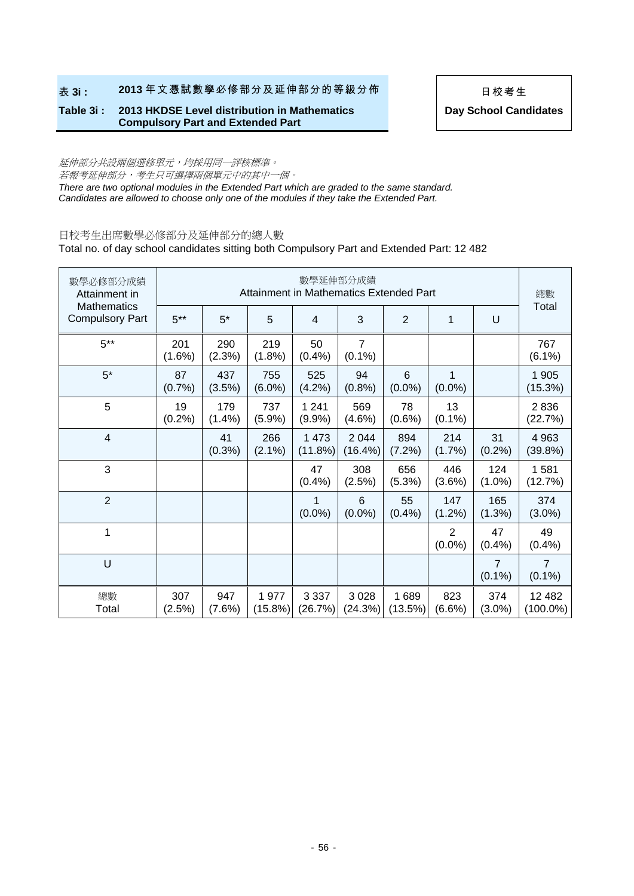**表 3i : 2013 年文憑試數學必修部分及延伸部分的等級分佈**

**Table 3i : 2013 HKDSE Level distribution in Mathematics Compulsory Part and Extended Part**

**日校考生**

**Day School Candidates**

*延伸部分共設兩個選修單元，均採用同一評核標準。*
*若報考延伸部分，考生只可選擇兩個單元中的其中一個。*
*There are two optional modules in the Extended Part which are graded to the same standard.*
*Candidates are allowed to choose only one of the modules if they take the Extended Part.*

日校考生出席數學必修部分及延伸部分的總人數
Total no. of day school candidates sitting both Compulsory Part and Extended Part: 12 482

| 數學必修部分成績 Attainment in Mathematics Compulsory Part | 數學延伸部分成績 Attainment in Mathematics Extended Part | | | | | | | | 總數 Total |
|---|---|---|---|---|---|---|---|---|---|
| | 5** | 5* | 5 | 4 | 3 | 2 | 1 | U | |
| 5** | 201 (1.6%) | 290 (2.3%) | 219 (1.8%) | 50 (0.4%) | 7 (0.1%) | | | | 767 (6.1%) |
| 5* | 87 (0.7%) | 437 (3.5%) | 755 (6.0%) | 525 (4.2%) | 94 (0.8%) | 6 (0.0%) | 1 (0.0%) | | 1 905 (15.3%) |
| 5 | 19 (0.2%) | 179 (1.4%) | 737 (5.9%) | 1 241 (9.9%) | 569 (4.6%) | 78 (0.6%) | 13 (0.1%) | | 2 836 (22.7%) |
| 4 | | 41 (0.3%) | 266 (2.1%) | 1 473 (11.8%) | 2 044 (16.4%) | 894 (7.2%) | 214 (1.7%) | 31 (0.2%) | 4 963 (39.8%) |
| 3 | | | | 47 (0.4%) | 308 (2.5%) | 656 (5.3%) | 446 (3.6%) | 124 (1.0%) | 1 581 (12.7%) |
| 2 | | | | 1 (0.0%) | 6 (0.0%) | 55 (0.4%) | 147 (1.2%) | 165 (1.3%) | 374 (3.0%) |
| 1 | | | | | | | 2 (0.0%) | 47 (0.4%) | 49 (0.4%) |
| U | | | | | | | | 7 (0.1%) | 7 (0.1%) |
| 總數 Total | 307 (2.5%) | 947 (7.6%) | 1 977 (15.8%) | 3 337 (26.7%) | 3 028 (24.3%) | 1 689 (13.5%) | 823 (6.6%) | 374 (3.0%) | 12 482 (100.0%) |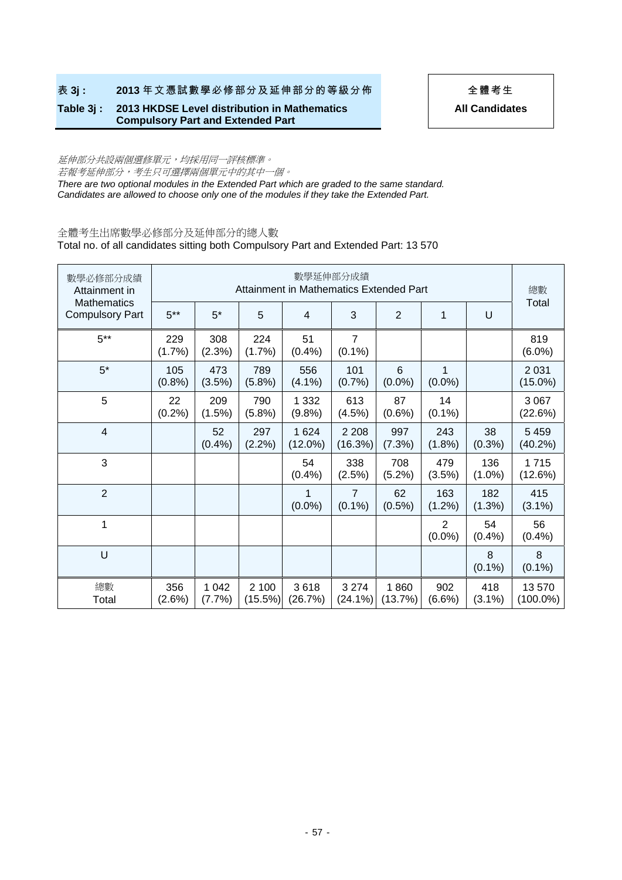**表 3j : 2013 年文憑試數學必修部分及延伸部分的等級分佈**

**Table 3j : 2013 HKDSE Level distribution in Mathematics Compulsory Part and Extended Part**

**全體考生**

**All Candidates**

*延伸部分共設兩個選修單元，均採用同一評核標準。*
*若報考延伸部分，考生只可選擇兩個單元中的其中一個。*
*There are two optional modules in the Extended Part which are graded to the same standard.*
*Candidates are allowed to choose only one of the modules if they take the Extended Part.*

全體考生出席數學必修部分及延伸部分的總人數
Total no. of all candidates sitting both Compulsory Part and Extended Part: 13 570

| 數學必修部分成績 Attainment in Mathematics Compulsory Part | 數學延伸部分成績 Attainment in Mathematics Extended Part | | | | | | | | 總數 Total |
|---|---|---|---|---|---|---|---|---|---|
| | 5** | 5* | 5 | 4 | 3 | 2 | 1 | U | |
| 5** | 229 (1.7%) | 308 (2.3%) | 224 (1.7%) | 51 (0.4%) | 7 (0.1%) | | | | 819 (6.0%) |
| 5* | 105 (0.8%) | 473 (3.5%) | 789 (5.8%) | 556 (4.1%) | 101 (0.7%) | 6 (0.0%) | 1 (0.0%) | | 2 031 (15.0%) |
| 5 | 22 (0.2%) | 209 (1.5%) | 790 (5.8%) | 1 332 (9.8%) | 613 (4.5%) | 87 (0.6%) | 14 (0.1%) | | 3 067 (22.6%) |
| 4 | | 52 (0.4%) | 297 (2.2%) | 1 624 (12.0%) | 2 208 (16.3%) | 997 (7.3%) | 243 (1.8%) | 38 (0.3%) | 5 459 (40.2%) |
| 3 | | | | 54 (0.4%) | 338 (2.5%) | 708 (5.2%) | 479 (3.5%) | 136 (1.0%) | 1 715 (12.6%) |
| 2 | | | | 1 (0.0%) | 7 (0.1%) | 62 (0.5%) | 163 (1.2%) | 182 (1.3%) | 415 (3.1%) |
| 1 | | | | | | | 2 (0.0%) | 54 (0.4%) | 56 (0.4%) |
| U | | | | | | | | 8 (0.1%) | 8 (0.1%) |
| 總數 Total | 356 (2.6%) | 1 042 (7.7%) | 2 100 (15.5%) | 3 618 (26.7%) | 3 274 (24.1%) | 1 860 (13.7%) | 902 (6.6%) | 418 (3.1%) | 13 570 (100.0%) |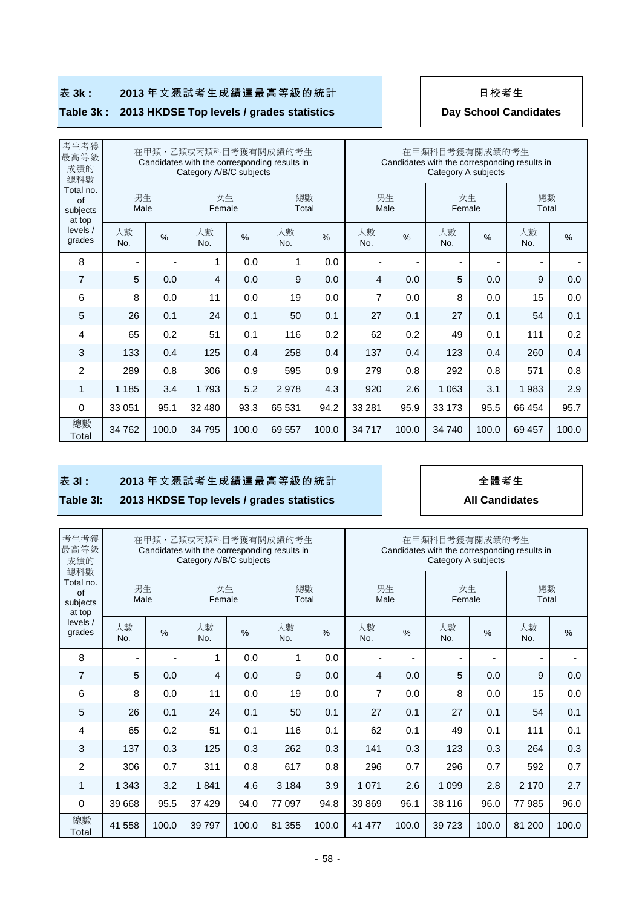## 表 3k : 2013 年文憑試考生成績達最高等級的統計

## Table 3k : 2013 HKDSE Top levels / grades statistics

**日校考生**

**Day School Candidates**

| 考生考獲最高等級成績的總科數 Total no. of subjects at top levels / grades | 在甲類、乙類或丙類科目考獲有關成績的考生 Candidates with the corresponding results in Category A/B/C subjects | | | | | | 在甲類科目考獲有關成績的考生 Candidates with the corresponding results in Category A subjects | | | | | |
|---|---|---|---|---|---|---|---|---|---|---|---|---|
| | 男生 Male | | 女生 Female | | 總數 Total | | 男生 Male | | 女生 Female | | 總數 Total | |
| | 人數 No. | % | 人數 No. | % | 人數 No. | % | 人數 No. | % | 人數 No. | % | 人數 No. | % |
| 8 | - | - | 1 | 0.0 | 1 | 0.0 | - | - | - | - | - | - |
| 7 | 5 | 0.0 | 4 | 0.0 | 9 | 0.0 | 4 | 0.0 | 5 | 0.0 | 9 | 0.0 |
| 6 | 8 | 0.0 | 11 | 0.0 | 19 | 0.0 | 7 | 0.0 | 8 | 0.0 | 15 | 0.0 |
| 5 | 26 | 0.1 | 24 | 0.1 | 50 | 0.1 | 27 | 0.1 | 27 | 0.1 | 54 | 0.1 |
| 4 | 65 | 0.2 | 51 | 0.1 | 116 | 0.2 | 62 | 0.2 | 49 | 0.1 | 111 | 0.2 |
| 3 | 133 | 0.4 | 125 | 0.4 | 258 | 0.4 | 137 | 0.4 | 123 | 0.4 | 260 | 0.4 |
| 2 | 289 | 0.8 | 306 | 0.9 | 595 | 0.9 | 279 | 0.8 | 292 | 0.8 | 571 | 0.8 |
| 1 | 1 185 | 3.4 | 1 793 | 5.2 | 2 978 | 4.3 | 920 | 2.6 | 1 063 | 3.1 | 1 983 | 2.9 |
| 0 | 33 051 | 95.1 | 32 480 | 93.3 | 65 531 | 94.2 | 33 281 | 95.9 | 33 173 | 95.5 | 66 454 | 95.7 |
| 總數 Total | 34 762 | 100.0 | 34 795 | 100.0 | 69 557 | 100.0 | 34 717 | 100.0 | 34 740 | 100.0 | 69 457 | 100.0 |

## 表 3l : 2013 年文憑試考生成績達最高等級的統計

## Table 3l: 2013 HKDSE Top levels / grades statistics

**全體考生**

**All Candidates**

| 考生考獲最高等級成績的總科數 Total no. of subjects at top levels / grades | 在甲類、乙類或丙類科目考獲有關成績的考生 Candidates with the corresponding results in Category A/B/C subjects | | | | | | 在甲類科目考獲有關成績的考生 Candidates with the corresponding results in Category A subjects | | | | | |
|---|---|---|---|---|---|---|---|---|---|---|---|---|
| | 男生 Male | | 女生 Female | | 總數 Total | | 男生 Male | | 女生 Female | | 總數 Total | |
| | 人數 No. | % | 人數 No. | % | 人數 No. | % | 人數 No. | % | 人數 No. | % | 人數 No. | % |
| 8 | - | - | 1 | 0.0 | 1 | 0.0 | - | - | - | - | - | - |
| 7 | 5 | 0.0 | 4 | 0.0 | 9 | 0.0 | 4 | 0.0 | 5 | 0.0 | 9 | 0.0 |
| 6 | 8 | 0.0 | 11 | 0.0 | 19 | 0.0 | 7 | 0.0 | 8 | 0.0 | 15 | 0.0 |
| 5 | 26 | 0.1 | 24 | 0.1 | 50 | 0.1 | 27 | 0.1 | 27 | 0.1 | 54 | 0.1 |
| 4 | 65 | 0.2 | 51 | 0.1 | 116 | 0.1 | 62 | 0.1 | 49 | 0.1 | 111 | 0.1 |
| 3 | 137 | 0.3 | 125 | 0.3 | 262 | 0.3 | 141 | 0.3 | 123 | 0.3 | 264 | 0.3 |
| 2 | 306 | 0.7 | 311 | 0.8 | 617 | 0.8 | 296 | 0.7 | 296 | 0.7 | 592 | 0.7 |
| 1 | 1 343 | 3.2 | 1 841 | 4.6 | 3 184 | 3.9 | 1 071 | 2.6 | 1 099 | 2.8 | 2 170 | 2.7 |
| 0 | 39 668 | 95.5 | 37 429 | 94.0 | 77 097 | 94.8 | 39 869 | 96.1 | 38 116 | 96.0 | 77 985 | 96.0 |
| 總數 Total | 41 558 | 100.0 | 39 797 | 100.0 | 81 355 | 100.0 | 41 477 | 100.0 | 39 723 | 100.0 | 81 200 | 100.0 |